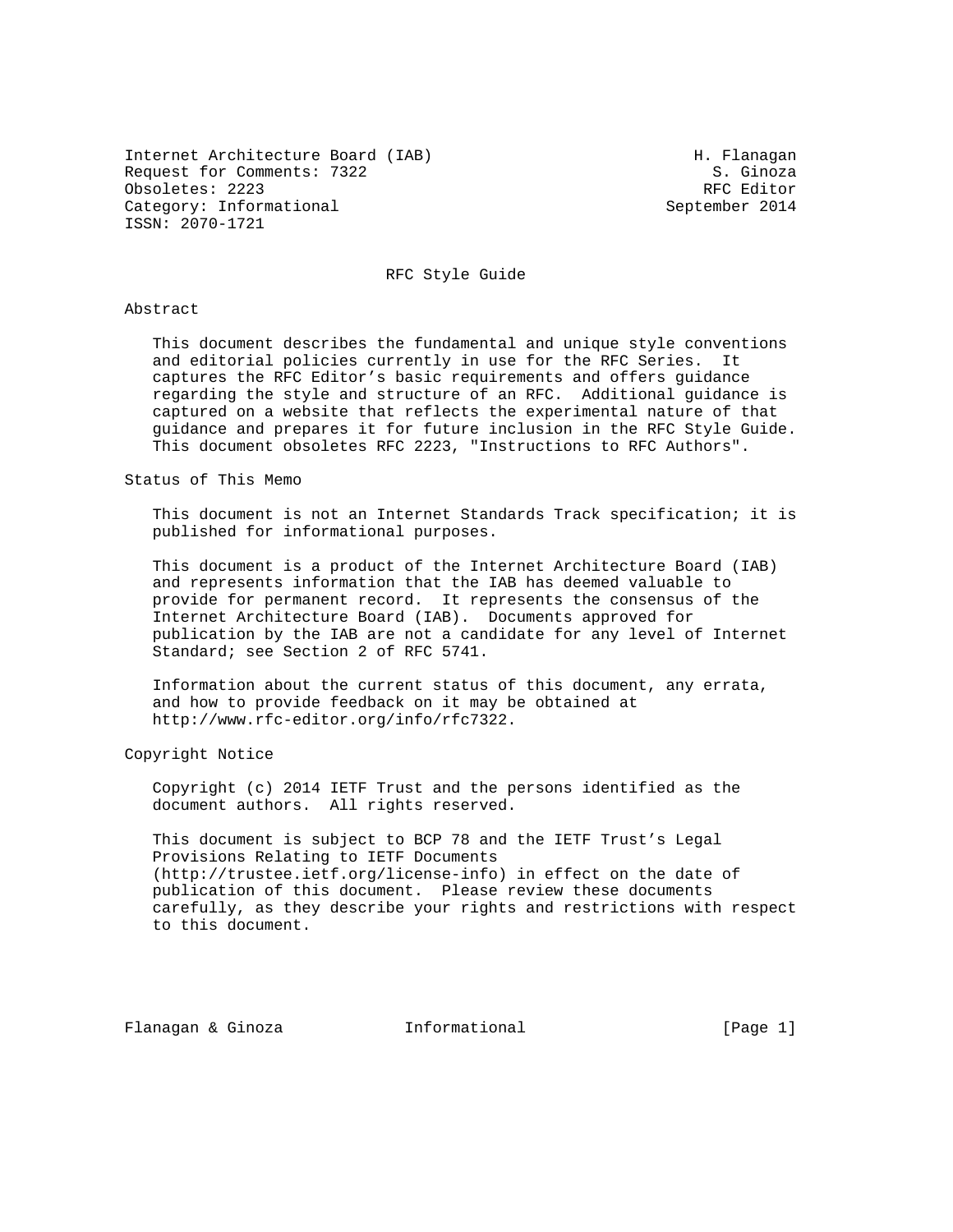Internet Architecture Board (IAB)  
Request for Comments: 7322  
Obsoletes: 2223  
Category: Informational  
ISSN: 2070-1721

H. Flanagan  
S. Ginoza  
RFC Editor  
September 2014

# RFC Style Guide

## Abstract

This document describes the fundamental and unique style conventions and editorial policies currently in use for the RFC Series. It captures the RFC Editor's basic requirements and offers guidance regarding the style and structure of an RFC. Additional guidance is captured on a website that reflects the experimental nature of that guidance and prepares it for future inclusion in the RFC Style Guide. This document obsoletes RFC 2223, "Instructions to RFC Authors".

## Status of This Memo

This document is not an Internet Standards Track specification; it is published for informational purposes.

This document is a product of the Internet Architecture Board (IAB) and represents information that the IAB has deemed valuable to provide for permanent record. It represents the consensus of the Internet Architecture Board (IAB). Documents approved for publication by the IAB are not a candidate for any level of Internet Standard; see Section 2 of RFC 5741.

Information about the current status of this document, any errata, and how to provide feedback on it may be obtained at http://www.rfc-editor.org/info/rfc7322.

## Copyright Notice

Copyright (c) 2014 IETF Trust and the persons identified as the document authors. All rights reserved.

This document is subject to BCP 78 and the IETF Trust's Legal Provisions Relating to IETF Documents (http://trustee.ietf.org/license-info) in effect on the date of publication of this document. Please review these documents carefully, as they describe your rights and restrictions with respect to this document.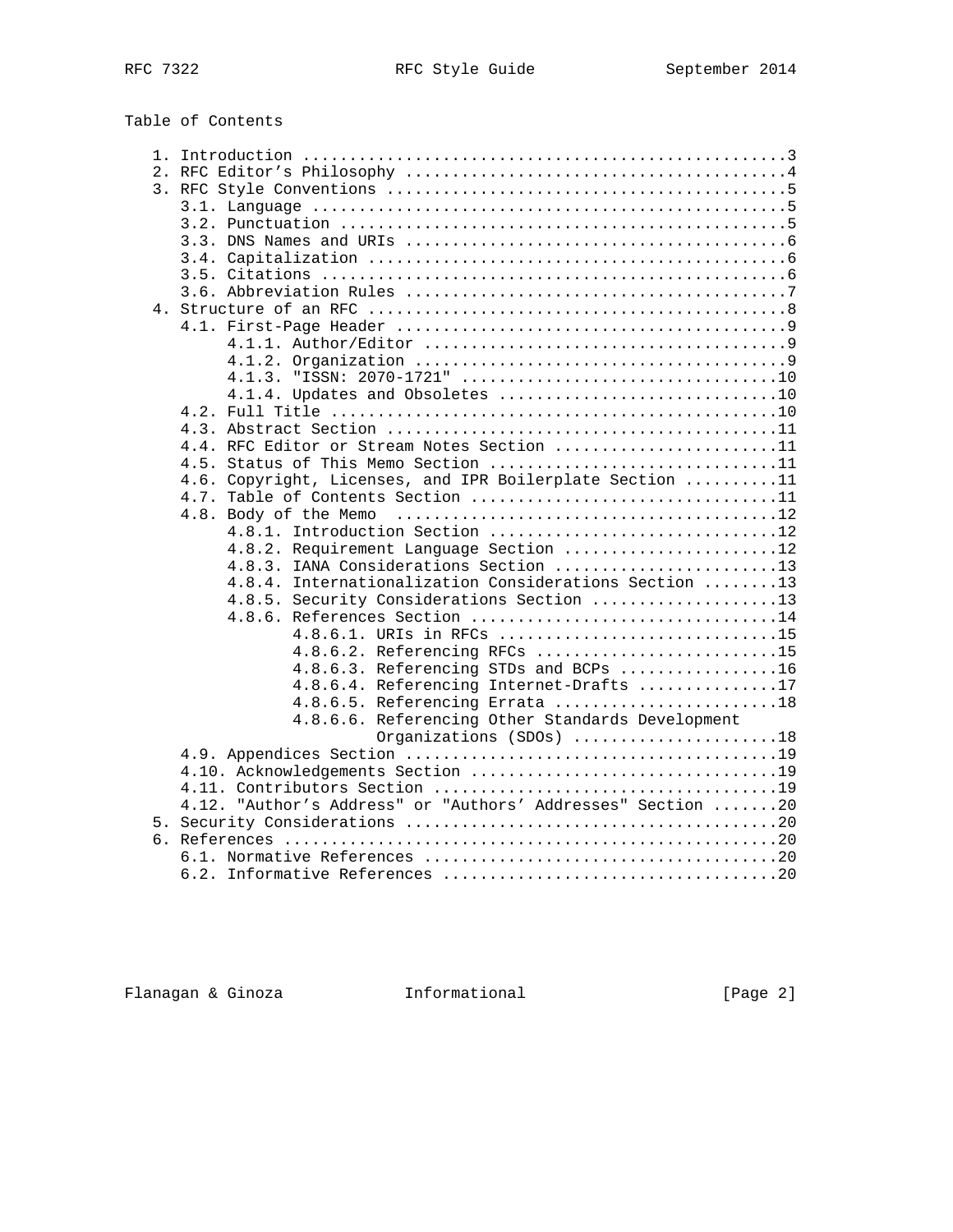Table of Contents

```
   1. Introduction ....................................................3
   2. RFC Editor's Philosophy .........................................4
   3. RFC Style Conventions ...........................................5
      3.1. Language ...................................................5
      3.2. Punctuation ................................................5
      3.3. DNS Names and URIs .........................................6
      3.4. Capitalization .............................................6
      3.5. Citations ..................................................6
      3.6. Abbreviation Rules .........................................7
   4. Structure of an RFC .............................................8
      4.1. First-Page Header ..........................................9
           4.1.1. Author/Editor .......................................9
           4.1.2. Organization ........................................9
           4.1.3. "ISSN: 2070-1721" ..................................10
           4.1.4. Updates and Obsoletes ..............................10
      4.2. Full Title ................................................10
      4.3. Abstract Section ..........................................11
      4.4. RFC Editor or Stream Notes Section ........................11
      4.5. Status of This Memo Section ...............................11
      4.6. Copyright, Licenses, and IPR Boilerplate Section ..........11
      4.7. Table of Contents Section .................................11
      4.8. Body of the Memo  .........................................12
           4.8.1. Introduction Section ...............................12
           4.8.2. Requirement Language Section .......................12
           4.8.3. IANA Considerations Section ........................13
           4.8.4. Internationalization Considerations Section ........13
           4.8.5. Security Considerations Section ....................13
           4.8.6. References Section .................................14
                  4.8.6.1. URIs in RFCs ..............................15
                  4.8.6.2. Referencing RFCs ..........................15
                  4.8.6.3. Referencing STDs and BCPs .................16
                  4.8.6.4. Referencing Internet-Drafts ...............17
                  4.8.6.5. Referencing Errata ........................18
                  4.8.6.6. Referencing Other Standards Development
                           Organizations (SDOs) ......................18
      4.9. Appendices Section ........................................19
      4.10. Acknowledgements Section .................................19
      4.11. Contributors Section .....................................19
      4.12. "Author's Address" or "Authors' Addresses" Section .......20
   5. Security Considerations ........................................20
   6. References .....................................................20
      6.1. Normative References ......................................20
      6.2. Informative References ....................................20
```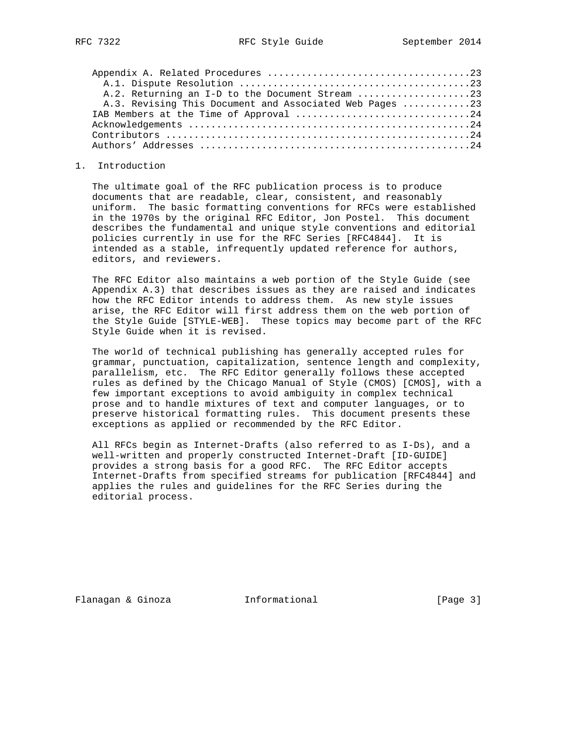Appendix A. Related Procedures ....................................23
  A.1. Dispute Resolution ........................................23
  A.2. Returning an I-D to the Document Stream ....................23
  A.3. Revising This Document and Associated Web Pages ............23
IAB Members at the Time of Approval ...............................24
Acknowledgements ..................................................24
Contributors ......................................................24
Authors' Addresses ................................................24

# 1. Introduction

The ultimate goal of the RFC publication process is to produce documents that are readable, clear, consistent, and reasonably uniform. The basic formatting conventions for RFCs were established in the 1970s by the original RFC Editor, Jon Postel. This document describes the fundamental and unique style conventions and editorial policies currently in use for the RFC Series [RFC4844]. It is intended as a stable, infrequently updated reference for authors, editors, and reviewers.

The RFC Editor also maintains a web portion of the Style Guide (see Appendix A.3) that describes issues as they are raised and indicates how the RFC Editor intends to address them. As new style issues arise, the RFC Editor will first address them on the web portion of the Style Guide [STYLE-WEB]. These topics may become part of the RFC Style Guide when it is revised.

The world of technical publishing has generally accepted rules for grammar, punctuation, capitalization, sentence length and complexity, parallelism, etc. The RFC Editor generally follows these accepted rules as defined by the Chicago Manual of Style (CMOS) [CMOS], with a few important exceptions to avoid ambiguity in complex technical prose and to handle mixtures of text and computer languages, or to preserve historical formatting rules. This document presents these exceptions as applied or recommended by the RFC Editor.

All RFCs begin as Internet-Drafts (also referred to as I-Ds), and a well-written and properly constructed Internet-Draft [ID-GUIDE] provides a strong basis for a good RFC. The RFC Editor accepts Internet-Drafts from specified streams for publication [RFC4844] and applies the rules and guidelines for the RFC Series during the editorial process.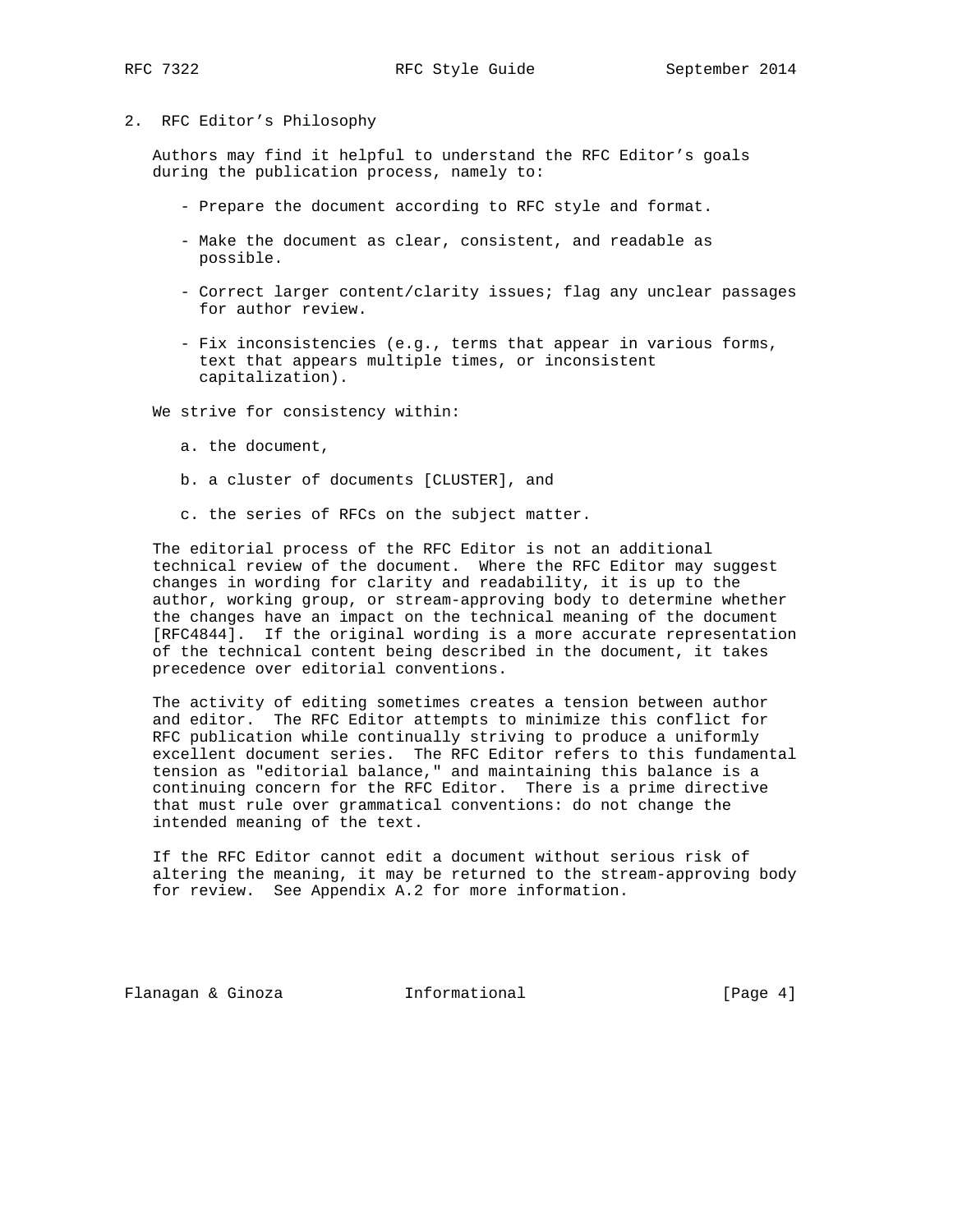## 2. RFC Editor's Philosophy

Authors may find it helpful to understand the RFC Editor's goals during the publication process, namely to:

- Prepare the document according to RFC style and format.
- Make the document as clear, consistent, and readable as possible.
- Correct larger content/clarity issues; flag any unclear passages for author review.
- Fix inconsistencies (e.g., terms that appear in various forms, text that appears multiple times, or inconsistent capitalization).

We strive for consistency within:

a. the document,

b. a cluster of documents [CLUSTER], and

c. the series of RFCs on the subject matter.

The editorial process of the RFC Editor is not an additional technical review of the document. Where the RFC Editor may suggest changes in wording for clarity and readability, it is up to the author, working group, or stream-approving body to determine whether the changes have an impact on the technical meaning of the document [RFC4844]. If the original wording is a more accurate representation of the technical content being described in the document, it takes precedence over editorial conventions.

The activity of editing sometimes creates a tension between author and editor. The RFC Editor attempts to minimize this conflict for RFC publication while continually striving to produce a uniformly excellent document series. The RFC Editor refers to this fundamental tension as "editorial balance," and maintaining this balance is a continuing concern for the RFC Editor. There is a prime directive that must rule over grammatical conventions: do not change the intended meaning of the text.

If the RFC Editor cannot edit a document without serious risk of altering the meaning, it may be returned to the stream-approving body for review. See Appendix A.2 for more information.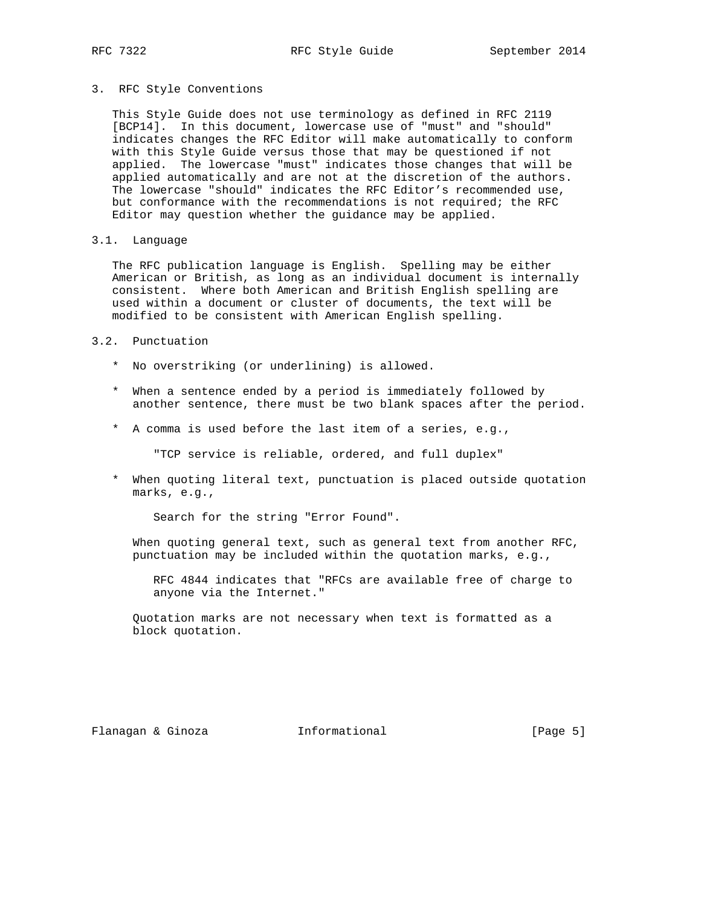## 3. RFC Style Conventions

This Style Guide does not use terminology as defined in RFC 2119 [BCP14]. In this document, lowercase use of "must" and "should" indicates changes the RFC Editor will make automatically to conform with this Style Guide versus those that may be questioned if not applied. The lowercase "must" indicates those changes that will be applied automatically and are not at the discretion of the authors. The lowercase "should" indicates the RFC Editor's recommended use, but conformance with the recommendations is not required; the RFC Editor may question whether the guidance may be applied.

### 3.1. Language

The RFC publication language is English. Spelling may be either American or British, as long as an individual document is internally consistent. Where both American and British English spelling are used within a document or cluster of documents, the text will be modified to be consistent with American English spelling.

### 3.2. Punctuation

* No overstriking (or underlining) is allowed.

* When a sentence ended by a period is immediately followed by another sentence, there must be two blank spaces after the period.

* A comma is used before the last item of a series, e.g.,

   "TCP service is reliable, ordered, and full duplex"

* When quoting literal text, punctuation is placed outside quotation marks, e.g.,

   Search for the string "Error Found".

  When quoting general text, such as general text from another RFC, punctuation may be included within the quotation marks, e.g.,

   RFC 4844 indicates that "RFCs are available free of charge to anyone via the Internet."

  Quotation marks are not necessary when text is formatted as a block quotation.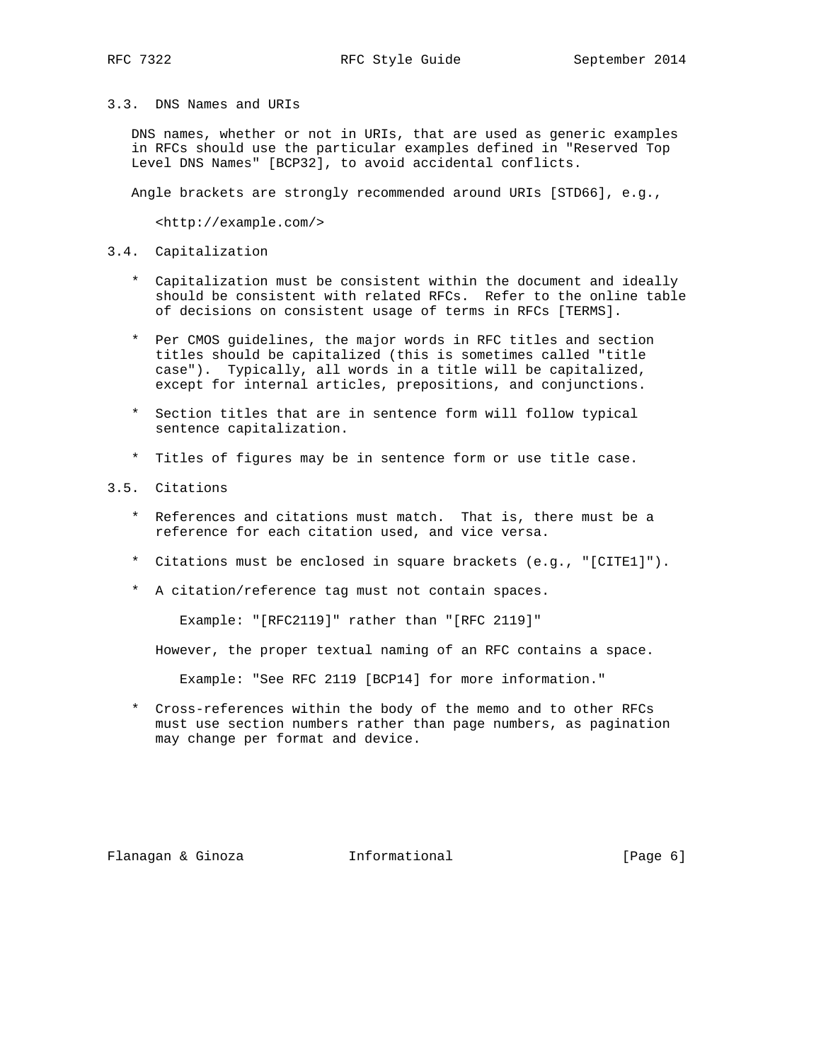### 3.3. DNS Names and URIs

DNS names, whether or not in URIs, that are used as generic examples in RFCs should use the particular examples defined in "Reserved Top Level DNS Names" [BCP32], to avoid accidental conflicts.

Angle brackets are strongly recommended around URIs [STD66], e.g.,

```
<http://example.com/>
```

### 3.4. Capitalization

* Capitalization must be consistent within the document and ideally should be consistent with related RFCs. Refer to the online table of decisions on consistent usage of terms in RFCs [TERMS].

* Per CMOS guidelines, the major words in RFC titles and section titles should be capitalized (this is sometimes called "title case"). Typically, all words in a title will be capitalized, except for internal articles, prepositions, and conjunctions.

* Section titles that are in sentence form will follow typical sentence capitalization.

* Titles of figures may be in sentence form or use title case.

### 3.5. Citations

* References and citations must match. That is, there must be a reference for each citation used, and vice versa.

* Citations must be enclosed in square brackets (e.g., "[CITE1]").

* A citation/reference tag must not contain spaces.

  Example: "[RFC2119]" rather than "[RFC 2119]"

  However, the proper textual naming of an RFC contains a space.

  Example: "See RFC 2119 [BCP14] for more information."

* Cross-references within the body of the memo and to other RFCs must use section numbers rather than page numbers, as pagination may change per format and device.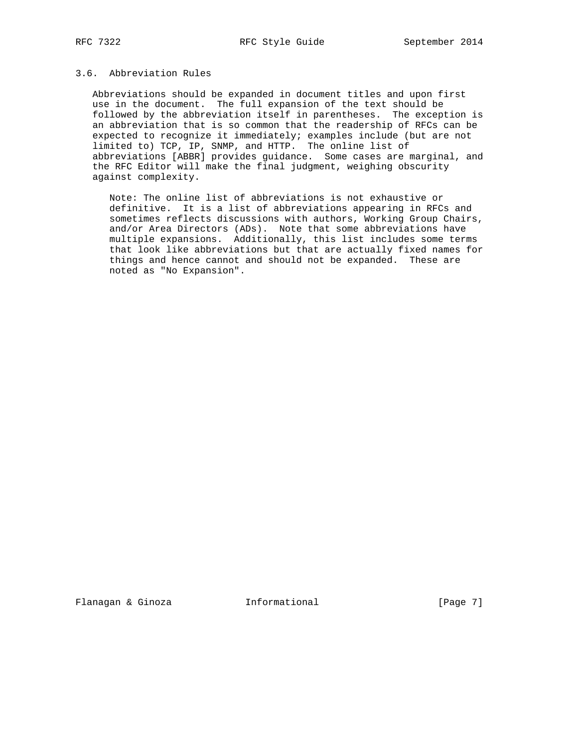### 3.6. Abbreviation Rules

Abbreviations should be expanded in document titles and upon first use in the document. The full expansion of the text should be followed by the abbreviation itself in parentheses. The exception is an abbreviation that is so common that the readership of RFCs can be expected to recognize it immediately; examples include (but are not limited to) TCP, IP, SNMP, and HTTP. The online list of abbreviations [ABBR] provides guidance. Some cases are marginal, and the RFC Editor will make the final judgment, weighing obscurity against complexity.

> Note: The online list of abbreviations is not exhaustive or definitive. It is a list of abbreviations appearing in RFCs and sometimes reflects discussions with authors, Working Group Chairs, and/or Area Directors (ADs). Note that some abbreviations have multiple expansions. Additionally, this list includes some terms that look like abbreviations but that are actually fixed names for things and hence cannot and should not be expanded. These are noted as "No Expansion".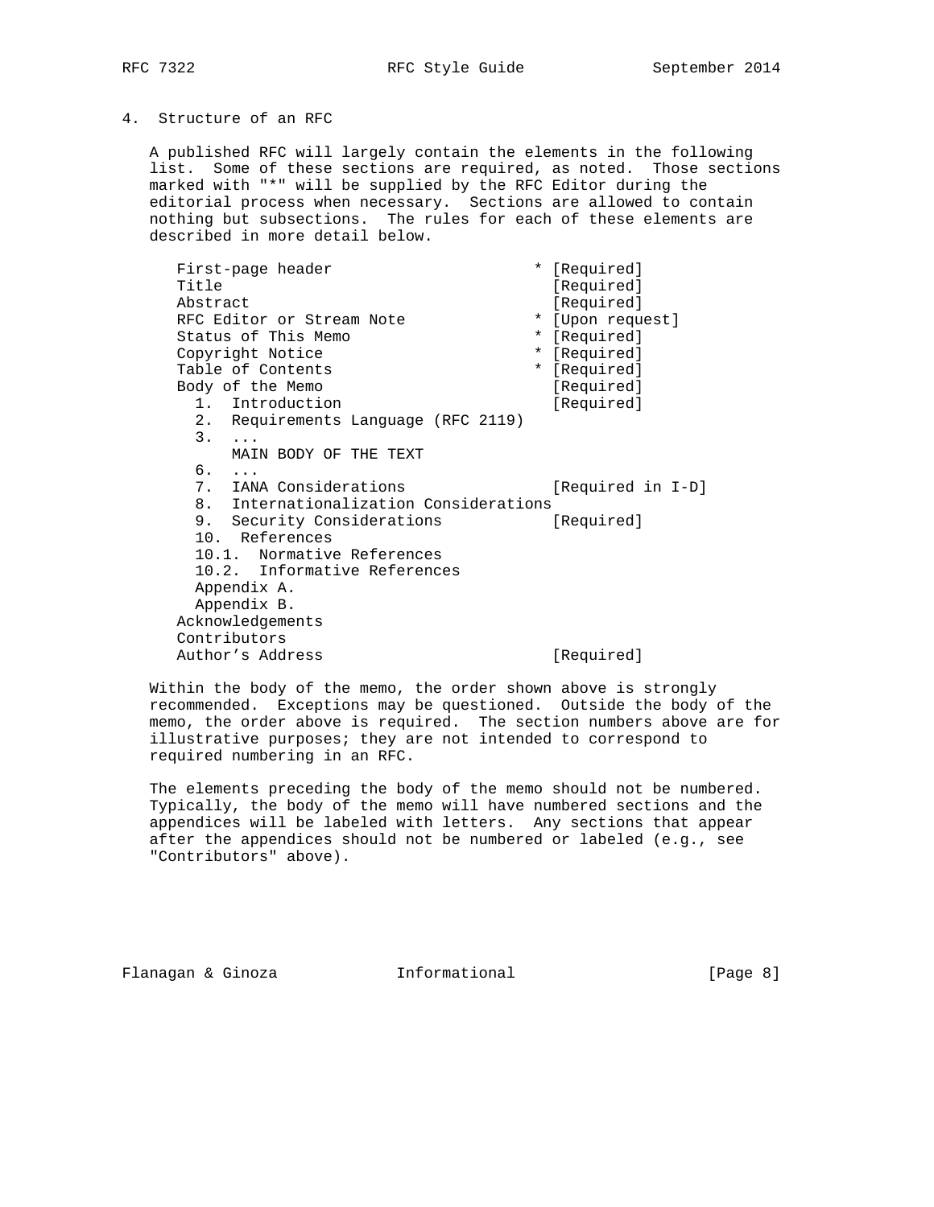## 4. Structure of an RFC

A published RFC will largely contain the elements in the following list. Some of these sections are required, as noted. Those sections marked with "*" will be supplied by the RFC Editor during the editorial process when necessary. Sections are allowed to contain nothing but subsections. The rules for each of these elements are described in more detail below.

```
First-page header                      * [Required]
Title                                    [Required]
Abstract                                 [Required]
RFC Editor or Stream Note              * [Upon request]
Status of This Memo                    * [Required]
Copyright Notice                       * [Required]
Table of Contents                      * [Required]
Body of the Memo                         [Required]
  1.  Introduction                       [Required]
  2.  Requirements Language (RFC 2119)
  3.  ...
      MAIN BODY OF THE TEXT
  6.  ...
  7.  IANA Considerations                [Required in I-D]
  8.  Internationalization Considerations
  9.  Security Considerations            [Required]
  10.  References
  10.1.  Normative References
  10.2.  Informative References
  Appendix A.
  Appendix B.
Acknowledgements
Contributors
Author's Address                         [Required]
```

Within the body of the memo, the order shown above is strongly recommended. Exceptions may be questioned. Outside the body of the memo, the order above is required. The section numbers above are for illustrative purposes; they are not intended to correspond to required numbering in an RFC.

The elements preceding the body of the memo should not be numbered. Typically, the body of the memo will have numbered sections and the appendices will be labeled with letters. Any sections that appear after the appendices should not be numbered or labeled (e.g., see "Contributors" above).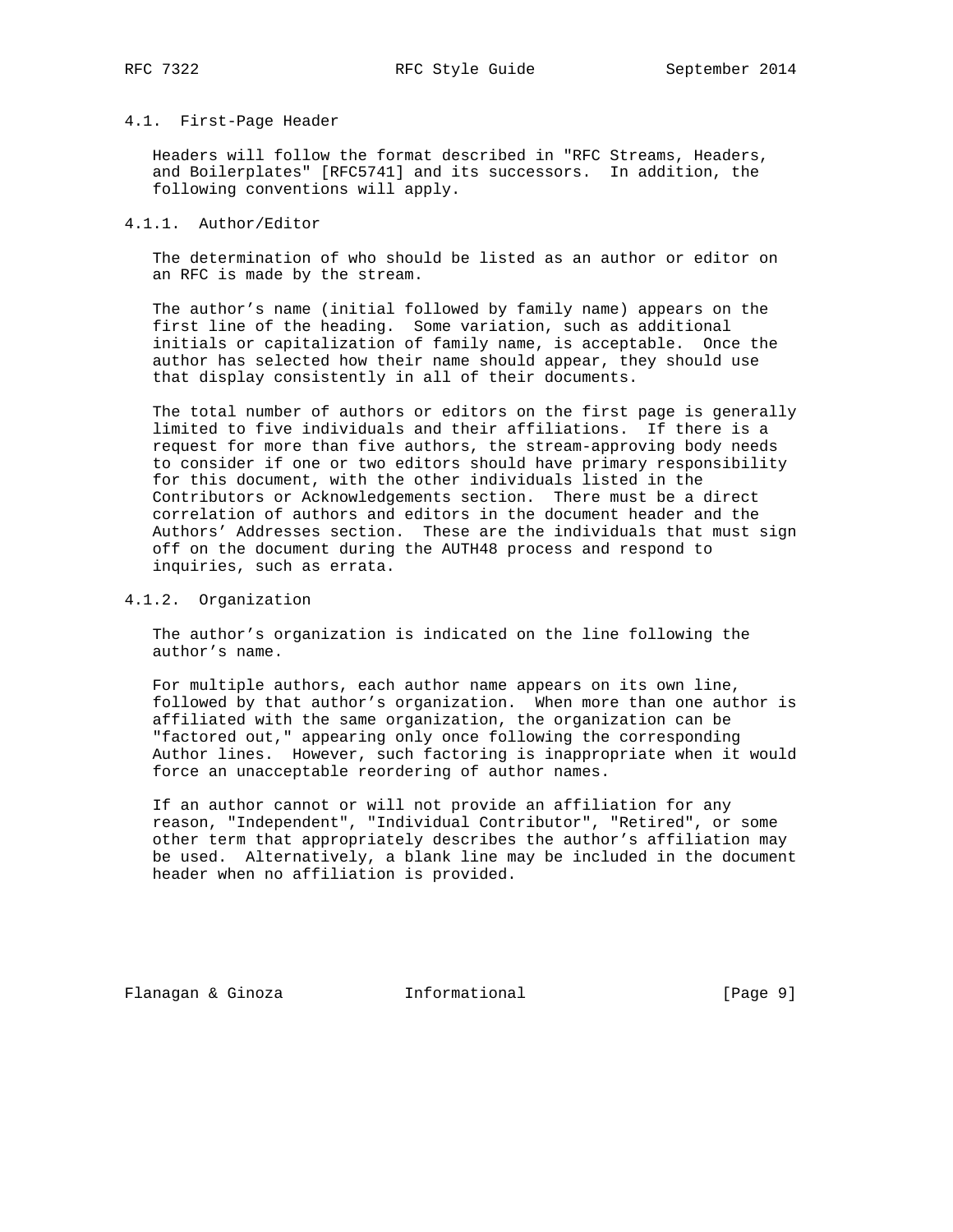### 4.1. First-Page Header

Headers will follow the format described in "RFC Streams, Headers, and Boilerplates" [RFC5741] and its successors. In addition, the following conventions will apply.

#### 4.1.1. Author/Editor

The determination of who should be listed as an author or editor on an RFC is made by the stream.

The author's name (initial followed by family name) appears on the first line of the heading. Some variation, such as additional initials or capitalization of family name, is acceptable. Once the author has selected how their name should appear, they should use that display consistently in all of their documents.

The total number of authors or editors on the first page is generally limited to five individuals and their affiliations. If there is a request for more than five authors, the stream-approving body needs to consider if one or two editors should have primary responsibility for this document, with the other individuals listed in the Contributors or Acknowledgements section. There must be a direct correlation of authors and editors in the document header and the Authors' Addresses section. These are the individuals that must sign off on the document during the AUTH48 process and respond to inquiries, such as errata.

#### 4.1.2. Organization

The author's organization is indicated on the line following the author's name.

For multiple authors, each author name appears on its own line, followed by that author's organization. When more than one author is affiliated with the same organization, the organization can be "factored out," appearing only once following the corresponding Author lines. However, such factoring is inappropriate when it would force an unacceptable reordering of author names.

If an author cannot or will not provide an affiliation for any reason, "Independent", "Individual Contributor", "Retired", or some other term that appropriately describes the author's affiliation may be used. Alternatively, a blank line may be included in the document header when no affiliation is provided.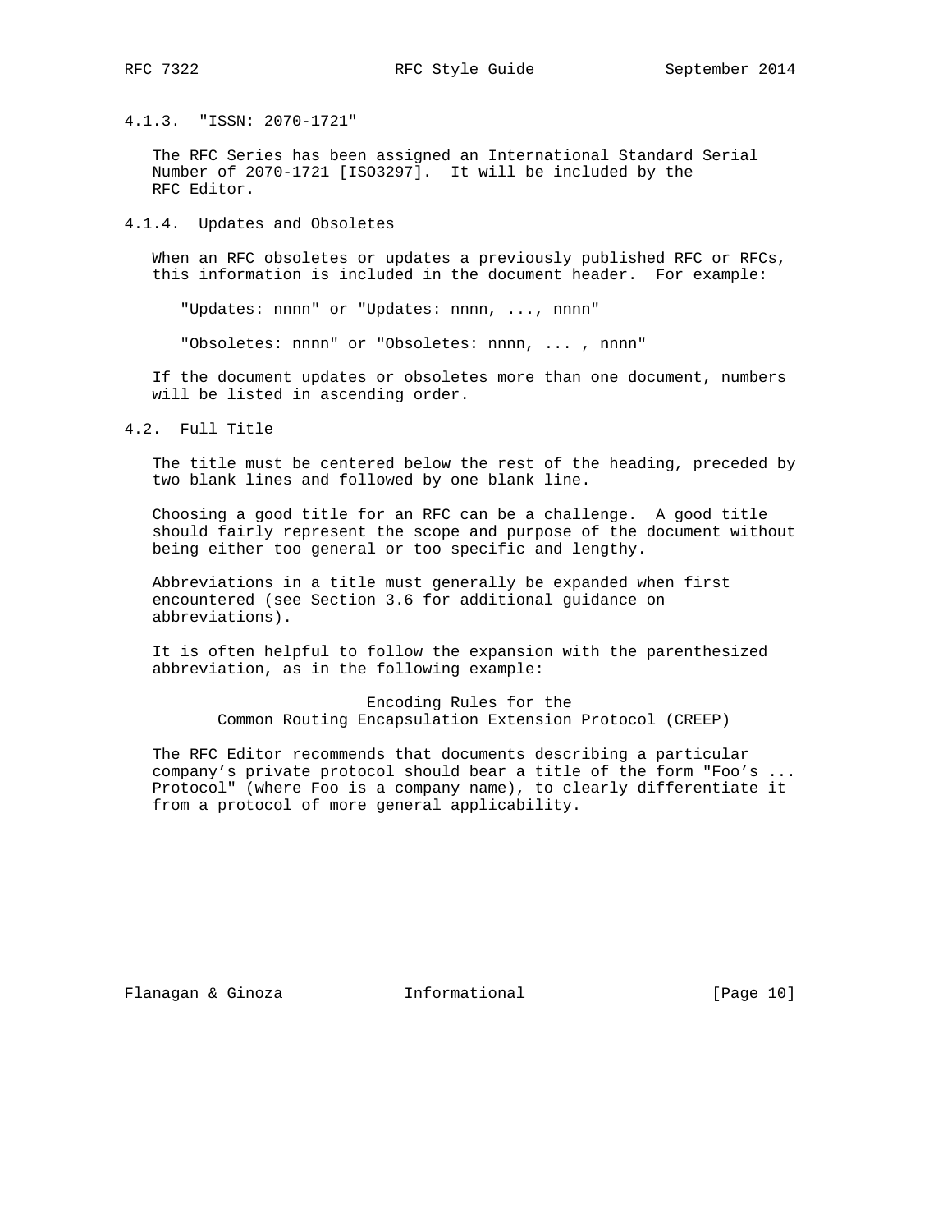### 4.1.3. "ISSN: 2070-1721"

The RFC Series has been assigned an International Standard Serial Number of 2070-1721 [ISO3297]. It will be included by the RFC Editor.

### 4.1.4. Updates and Obsoletes

When an RFC obsoletes or updates a previously published RFC or RFCs, this information is included in the document header. For example:

```
"Updates: nnnn" or "Updates: nnnn, ..., nnnn"

"Obsoletes: nnnn" or "Obsoletes: nnnn, ... , nnnn"
```

If the document updates or obsoletes more than one document, numbers will be listed in ascending order.

## 4.2. Full Title

The title must be centered below the rest of the heading, preceded by two blank lines and followed by one blank line.

Choosing a good title for an RFC can be a challenge. A good title should fairly represent the scope and purpose of the document without being either too general or too specific and lengthy.

Abbreviations in a title must generally be expanded when first encountered (see Section 3.6 for additional guidance on abbreviations).

It is often helpful to follow the expansion with the parenthesized abbreviation, as in the following example:

```
                    Encoding Rules for the
      Common Routing Encapsulation Extension Protocol (CREEP)
```

The RFC Editor recommends that documents describing a particular company's private protocol should bear a title of the form "Foo's ... Protocol" (where Foo is a company name), to clearly differentiate it from a protocol of more general applicability.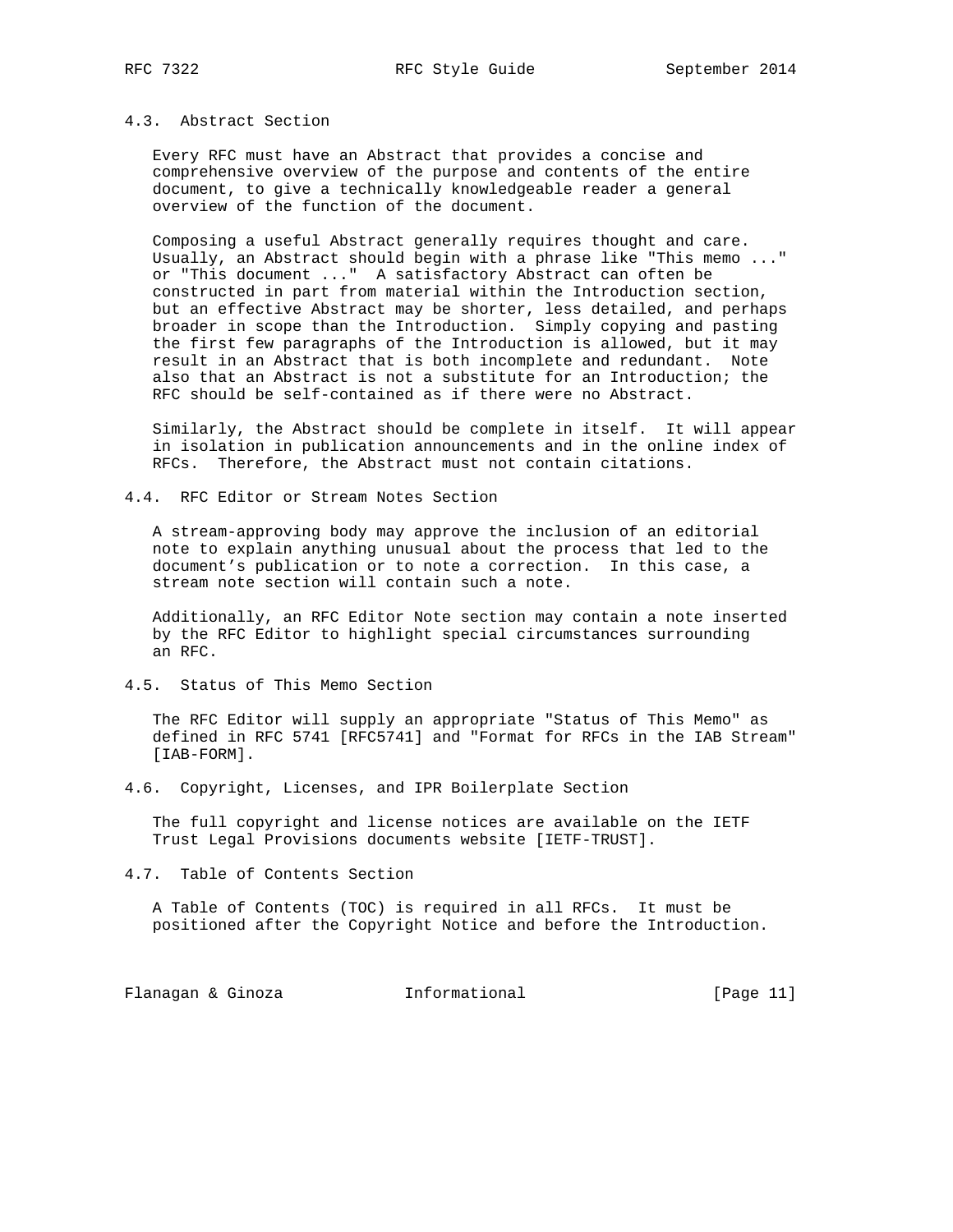### 4.3. Abstract Section

Every RFC must have an Abstract that provides a concise and comprehensive overview of the purpose and contents of the entire document, to give a technically knowledgeable reader a general overview of the function of the document.

Composing a useful Abstract generally requires thought and care. Usually, an Abstract should begin with a phrase like "This memo ..." or "This document ..." A satisfactory Abstract can often be constructed in part from material within the Introduction section, but an effective Abstract may be shorter, less detailed, and perhaps broader in scope than the Introduction. Simply copying and pasting the first few paragraphs of the Introduction is allowed, but it may result in an Abstract that is both incomplete and redundant. Note also that an Abstract is not a substitute for an Introduction; the RFC should be self-contained as if there were no Abstract.

Similarly, the Abstract should be complete in itself. It will appear in isolation in publication announcements and in the online index of RFCs. Therefore, the Abstract must not contain citations.

### 4.4. RFC Editor or Stream Notes Section

A stream-approving body may approve the inclusion of an editorial note to explain anything unusual about the process that led to the document's publication or to note a correction. In this case, a stream note section will contain such a note.

Additionally, an RFC Editor Note section may contain a note inserted by the RFC Editor to highlight special circumstances surrounding an RFC.

### 4.5. Status of This Memo Section

The RFC Editor will supply an appropriate "Status of This Memo" as defined in RFC 5741 [RFC5741] and "Format for RFCs in the IAB Stream" [IAB-FORM].

### 4.6. Copyright, Licenses, and IPR Boilerplate Section

The full copyright and license notices are available on the IETF Trust Legal Provisions documents website [IETF-TRUST].

### 4.7. Table of Contents Section

A Table of Contents (TOC) is required in all RFCs. It must be positioned after the Copyright Notice and before the Introduction.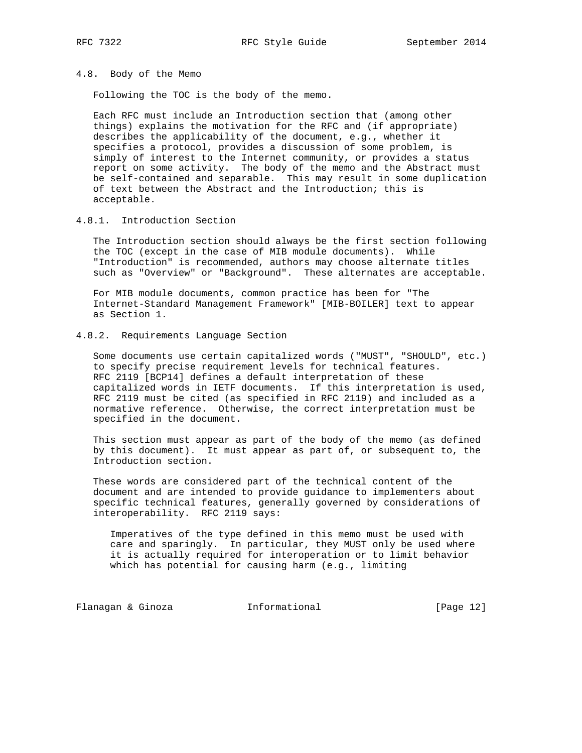## 4.8. Body of the Memo

Following the TOC is the body of the memo.

Each RFC must include an Introduction section that (among other things) explains the motivation for the RFC and (if appropriate) describes the applicability of the document, e.g., whether it specifies a protocol, provides a discussion of some problem, is simply of interest to the Internet community, or provides a status report on some activity. The body of the memo and the Abstract must be self-contained and separable. This may result in some duplication of text between the Abstract and the Introduction; this is acceptable.

### 4.8.1. Introduction Section

The Introduction section should always be the first section following the TOC (except in the case of MIB module documents). While "Introduction" is recommended, authors may choose alternate titles such as "Overview" or "Background". These alternates are acceptable.

For MIB module documents, common practice has been for "The Internet-Standard Management Framework" [MIB-BOILER] text to appear as Section 1.

### 4.8.2. Requirements Language Section

Some documents use certain capitalized words ("MUST", "SHOULD", etc.) to specify precise requirement levels for technical features. RFC 2119 [BCP14] defines a default interpretation of these capitalized words in IETF documents. If this interpretation is used, RFC 2119 must be cited (as specified in RFC 2119) and included as a normative reference. Otherwise, the correct interpretation must be specified in the document.

This section must appear as part of the body of the memo (as defined by this document). It must appear as part of, or subsequent to, the Introduction section.

These words are considered part of the technical content of the document and are intended to provide guidance to implementers about specific technical features, generally governed by considerations of interoperability. RFC 2119 says:

> Imperatives of the type defined in this memo must be used with care and sparingly. In particular, they MUST only be used where it is actually required for interoperation or to limit behavior which has potential for causing harm (e.g., limiting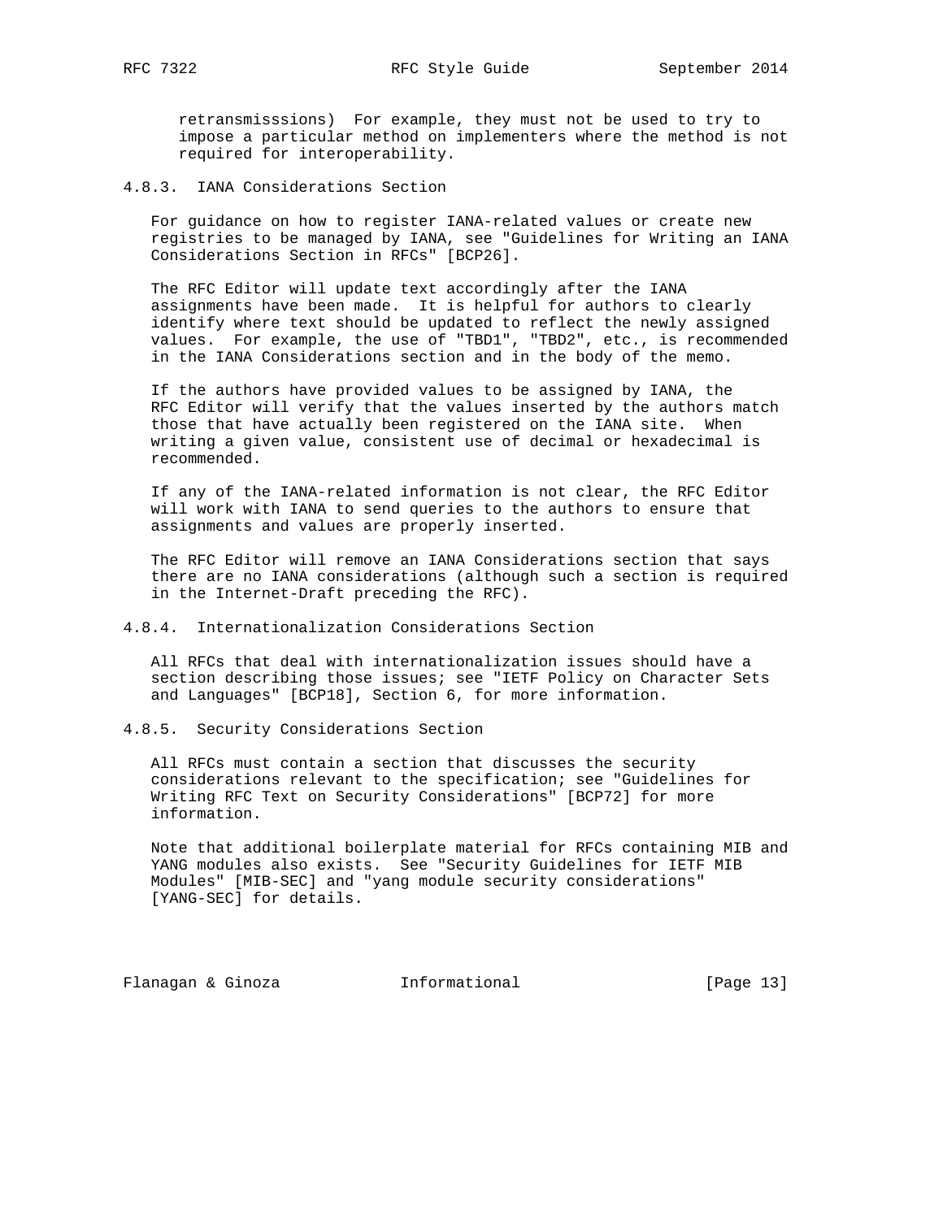retransmisssions)  For example, they must not be used to try to impose a particular method on implementers where the method is not required for interoperability.

#### 4.8.3. IANA Considerations Section

For guidance on how to register IANA-related values or create new registries to be managed by IANA, see "Guidelines for Writing an IANA Considerations Section in RFCs" [BCP26].

The RFC Editor will update text accordingly after the IANA assignments have been made. It is helpful for authors to clearly identify where text should be updated to reflect the newly assigned values. For example, the use of "TBD1", "TBD2", etc., is recommended in the IANA Considerations section and in the body of the memo.

If the authors have provided values to be assigned by IANA, the RFC Editor will verify that the values inserted by the authors match those that have actually been registered on the IANA site. When writing a given value, consistent use of decimal or hexadecimal is recommended.

If any of the IANA-related information is not clear, the RFC Editor will work with IANA to send queries to the authors to ensure that assignments and values are properly inserted.

The RFC Editor will remove an IANA Considerations section that says there are no IANA considerations (although such a section is required in the Internet-Draft preceding the RFC).

#### 4.8.4. Internationalization Considerations Section

All RFCs that deal with internationalization issues should have a section describing those issues; see "IETF Policy on Character Sets and Languages" [BCP18], Section 6, for more information.

#### 4.8.5. Security Considerations Section

All RFCs must contain a section that discusses the security considerations relevant to the specification; see "Guidelines for Writing RFC Text on Security Considerations" [BCP72] for more information.

Note that additional boilerplate material for RFCs containing MIB and YANG modules also exists. See "Security Guidelines for IETF MIB Modules" [MIB-SEC] and "yang module security considerations" [YANG-SEC] for details.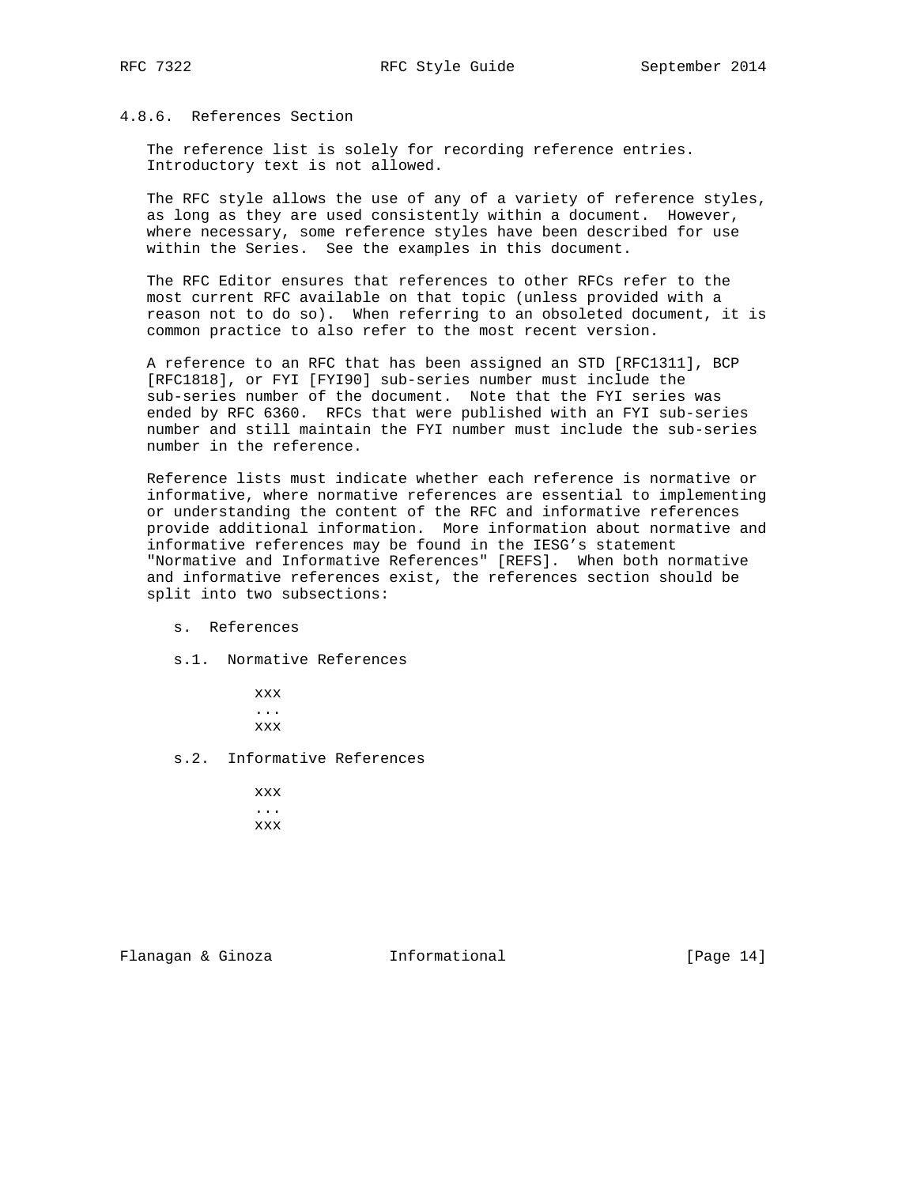#### 4.8.6. References Section

The reference list is solely for recording reference entries. Introductory text is not allowed.

The RFC style allows the use of any of a variety of reference styles, as long as they are used consistently within a document. However, where necessary, some reference styles have been described for use within the Series. See the examples in this document.

The RFC Editor ensures that references to other RFCs refer to the most current RFC available on that topic (unless provided with a reason not to do so). When referring to an obsoleted document, it is common practice to also refer to the most recent version.

A reference to an RFC that has been assigned an STD [RFC1311], BCP [RFC1818], or FYI [FYI90] sub-series number must include the sub-series number of the document. Note that the FYI series was ended by RFC 6360. RFCs that were published with an FYI sub-series number and still maintain the FYI number must include the sub-series number in the reference.

Reference lists must indicate whether each reference is normative or informative, where normative references are essential to implementing or understanding the content of the RFC and informative references provide additional information. More information about normative and informative references may be found in the IESG's statement "Normative and Informative References" [REFS]. When both normative and informative references exist, the references section should be split into two subsections:

```
   s.  References

   s.1.  Normative References

            xxx
            ...
            xxx

   s.2.  Informative References

            xxx
            ...
            xxx
```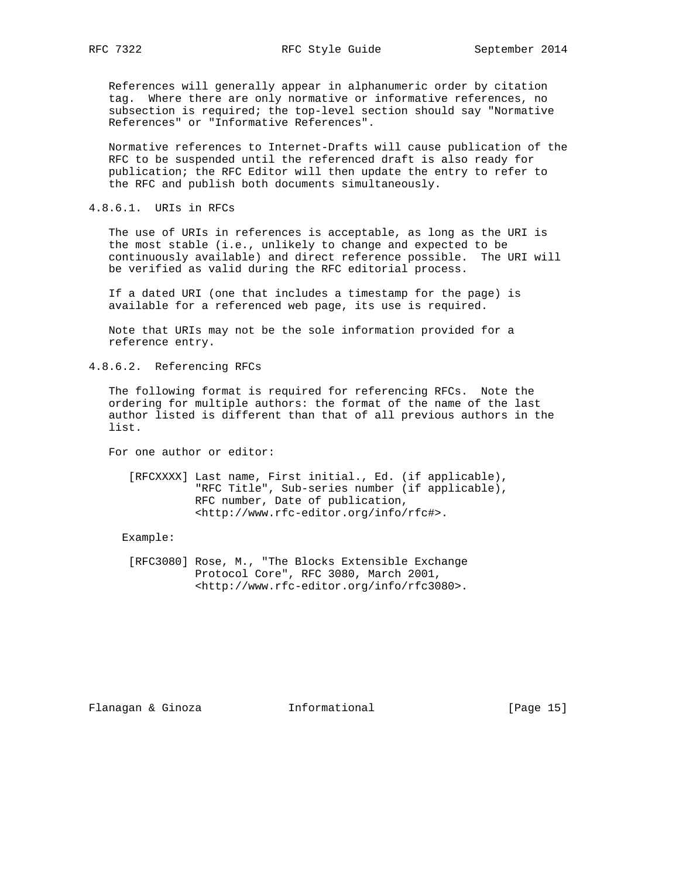References will generally appear in alphanumeric order by citation tag. Where there are only normative or informative references, no subsection is required; the top-level section should say "Normative References" or "Informative References".

Normative references to Internet-Drafts will cause publication of the RFC to be suspended until the referenced draft is also ready for publication; the RFC Editor will then update the entry to refer to the RFC and publish both documents simultaneously.

#### 4.8.6.1. URIs in RFCs

The use of URIs in references is acceptable, as long as the URI is the most stable (i.e., unlikely to change and expected to be continuously available) and direct reference possible. The URI will be verified as valid during the RFC editorial process.

If a dated URI (one that includes a timestamp for the page) is available for a referenced web page, its use is required.

Note that URIs may not be the sole information provided for a reference entry.

#### 4.8.6.2. Referencing RFCs

The following format is required for referencing RFCs. Note the ordering for multiple authors: the format of the name of the last author listed is different than that of all previous authors in the list.

For one author or editor:

```
[RFCXXXX] Last name, First initial., Ed. (if applicable),
          "RFC Title", Sub-series number (if applicable),
          RFC number, Date of publication,
          <http://www.rfc-editor.org/info/rfc#>.
```

Example:

```
[RFC3080] Rose, M., "The Blocks Extensible Exchange
          Protocol Core", RFC 3080, March 2001,
          <http://www.rfc-editor.org/info/rfc3080>.
```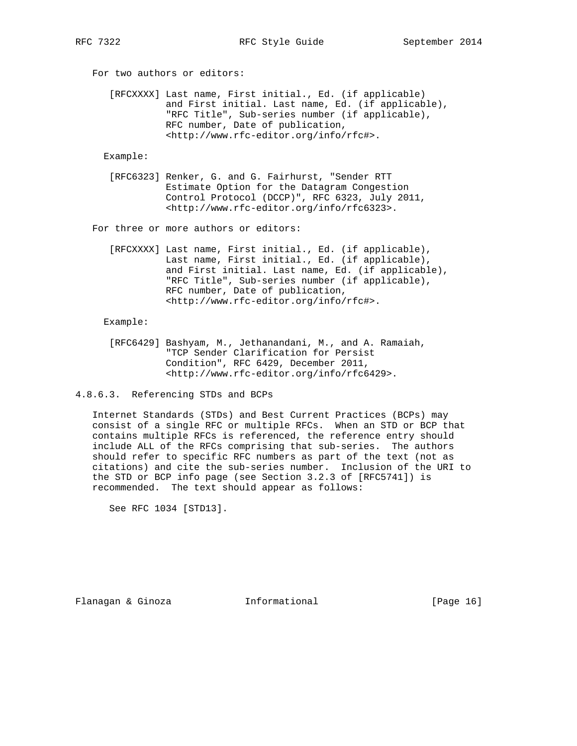For two authors or editors:

```
[RFCXXXX] Last name, First initial., Ed. (if applicable)
          and First initial. Last name, Ed. (if applicable),
          "RFC Title", Sub-series number (if applicable),
          RFC number, Date of publication,
          <http://www.rfc-editor.org/info/rfc#>.
```

Example:

```
[RFC6323] Renker, G. and G. Fairhurst, "Sender RTT
          Estimate Option for the Datagram Congestion
          Control Protocol (DCCP)", RFC 6323, July 2011,
          <http://www.rfc-editor.org/info/rfc6323>.
```

For three or more authors or editors:

```
[RFCXXXX] Last name, First initial., Ed. (if applicable),
          Last name, First initial., Ed. (if applicable),
          and First initial. Last name, Ed. (if applicable),
          "RFC Title", Sub-series number (if applicable),
          RFC number, Date of publication,
          <http://www.rfc-editor.org/info/rfc#>.
```

Example:

```
[RFC6429] Bashyam, M., Jethanandani, M., and A. Ramaiah,
          "TCP Sender Clarification for Persist
          Condition", RFC 6429, December 2011,
          <http://www.rfc-editor.org/info/rfc6429>.
```

#### 4.8.6.3. Referencing STDs and BCPs

Internet Standards (STDs) and Best Current Practices (BCPs) may consist of a single RFC or multiple RFCs. When an STD or BCP that contains multiple RFCs is referenced, the reference entry should include ALL of the RFCs comprising that sub-series. The authors should refer to specific RFC numbers as part of the text (not as citations) and cite the sub-series number. Inclusion of the URI to the STD or BCP info page (see Section 3.2.3 of [RFC5741]) is recommended. The text should appear as follows:

```
See RFC 1034 [STD13].
```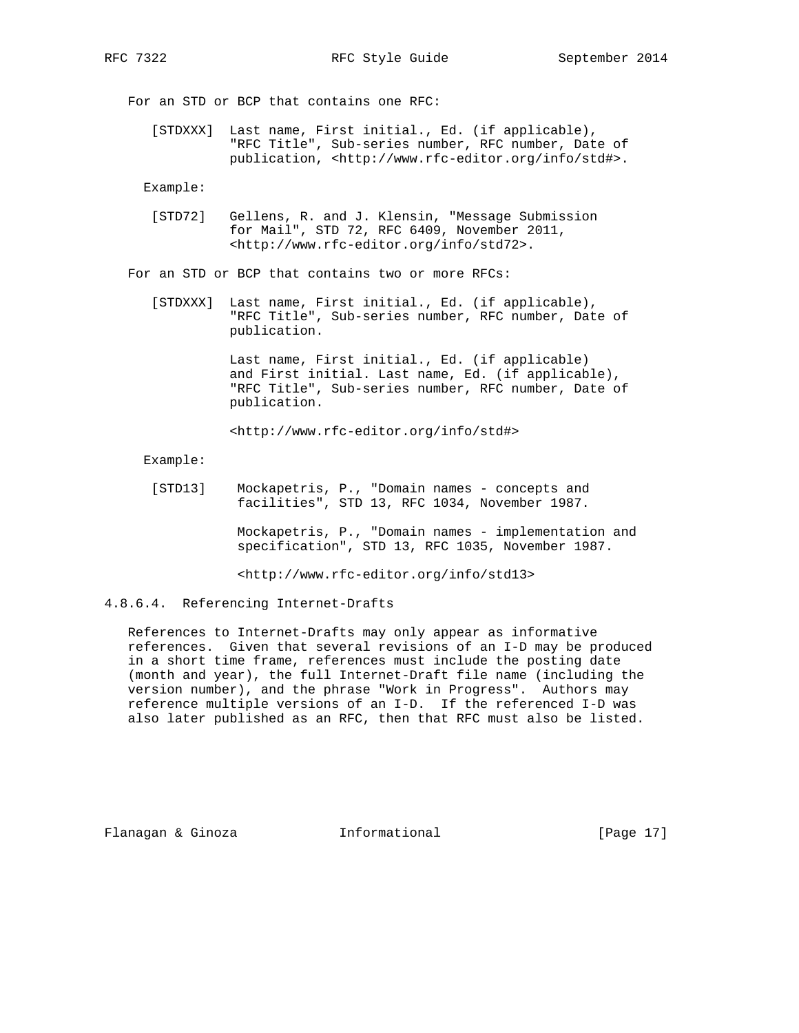For an STD or BCP that contains one RFC:

```
[STDXXX]  Last name, First initial., Ed. (if applicable),
          "RFC Title", Sub-series number, RFC number, Date of
          publication, <http://www.rfc-editor.org/info/std#>.
```

Example:

```
[STD72]   Gellens, R. and J. Klensin, "Message Submission
          for Mail", STD 72, RFC 6409, November 2011,
          <http://www.rfc-editor.org/info/std72>.
```

For an STD or BCP that contains two or more RFCs:

```
[STDXXX]  Last name, First initial., Ed. (if applicable),
          "RFC Title", Sub-series number, RFC number, Date of
          publication.

          Last name, First initial., Ed. (if applicable)
          and First initial. Last name, Ed. (if applicable),
          "RFC Title", Sub-series number, RFC number, Date of
          publication.

          <http://www.rfc-editor.org/info/std#>
```

Example:

```
[STD13]    Mockapetris, P., "Domain names - concepts and
           facilities", STD 13, RFC 1034, November 1987.

           Mockapetris, P., "Domain names - implementation and
           specification", STD 13, RFC 1035, November 1987.

           <http://www.rfc-editor.org/info/std13>
```

#### 4.8.6.4. Referencing Internet-Drafts

References to Internet-Drafts may only appear as informative references. Given that several revisions of an I-D may be produced in a short time frame, references must include the posting date (month and year), the full Internet-Draft file name (including the version number), and the phrase "Work in Progress". Authors may reference multiple versions of an I-D. If the referenced I-D was also later published as an RFC, then that RFC must also be listed.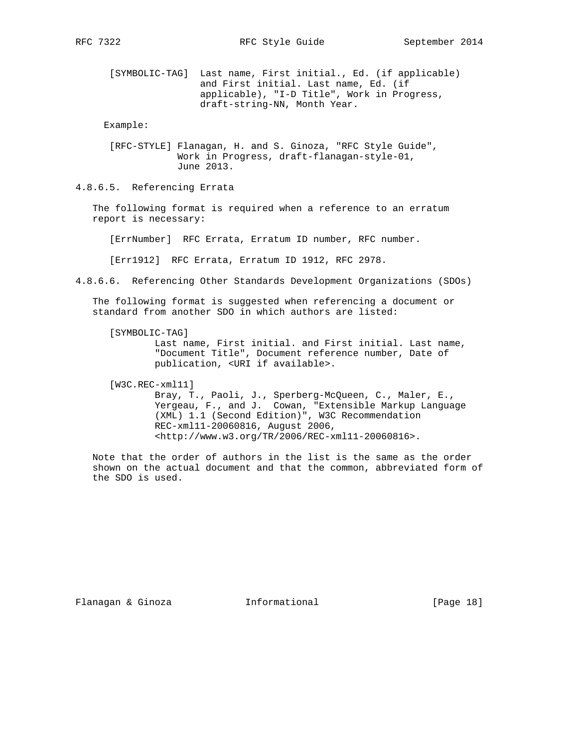```
[SYMBOLIC-TAG]  Last name, First initial., Ed. (if applicable)
                and First initial. Last name, Ed. (if
                applicable), "I-D Title", Work in Progress,
                draft-string-NN, Month Year.
```

Example:

```
[RFC-STYLE] Flanagan, H. and S. Ginoza, "RFC Style Guide",
            Work in Progress, draft-flanagan-style-01,
            June 2013.
```

#### 4.8.6.5. Referencing Errata

The following format is required when a reference to an erratum report is necessary:

```
[ErrNumber]  RFC Errata, Erratum ID number, RFC number.

[Err1912]  RFC Errata, Erratum ID 1912, RFC 2978.
```

#### 4.8.6.6. Referencing Other Standards Development Organizations (SDOs)

The following format is suggested when referencing a document or standard from another SDO in which authors are listed:

```
[SYMBOLIC-TAG]
        Last name, First initial. and First initial. Last name,
        "Document Title", Document reference number, Date of
        publication, <URI if available>.

[W3C.REC-xml11]
        Bray, T., Paoli, J., Sperberg-McQueen, C., Maler, E.,
        Yergeau, F., and J.  Cowan, "Extensible Markup Language
        (XML) 1.1 (Second Edition)", W3C Recommendation
        REC-xml11-20060816, August 2006,
        <http://www.w3.org/TR/2006/REC-xml11-20060816>.
```

Note that the order of authors in the list is the same as the order shown on the actual document and that the common, abbreviated form of the SDO is used.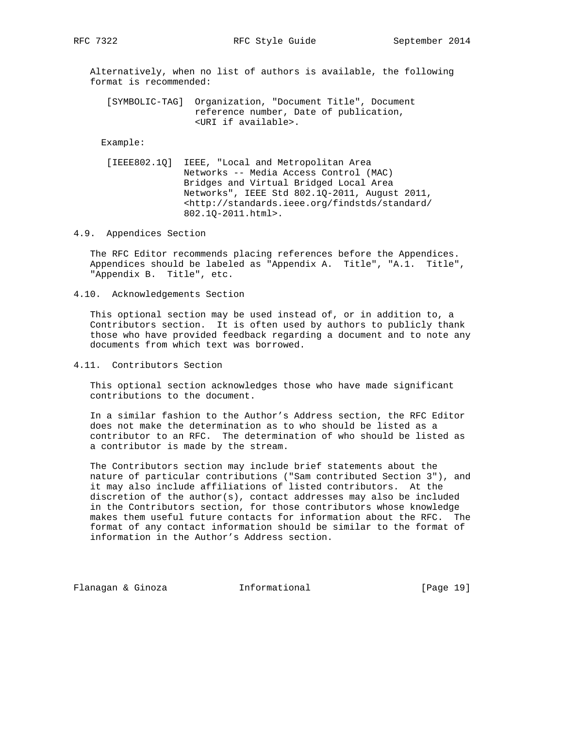Alternatively, when no list of authors is available, the following format is recommended:

```
[SYMBOLIC-TAG]  Organization, "Document Title", Document
                reference number, Date of publication,
                <URI if available>.
```

Example:

```
[IEEE802.1Q]  IEEE, "Local and Metropolitan Area
              Networks -- Media Access Control (MAC)
              Bridges and Virtual Bridged Local Area
              Networks", IEEE Std 802.1Q-2011, August 2011,
              <http://standards.ieee.org/findstds/standard/
              802.1Q-2011.html>.
```

## 4.9. Appendices Section

The RFC Editor recommends placing references before the Appendices. Appendices should be labeled as "Appendix A.  Title", "A.1.  Title", "Appendix B.  Title", etc.

## 4.10. Acknowledgements Section

This optional section may be used instead of, or in addition to, a Contributors section. It is often used by authors to publicly thank those who have provided feedback regarding a document and to note any documents from which text was borrowed.

## 4.11. Contributors Section

This optional section acknowledges those who have made significant contributions to the document.

In a similar fashion to the Author's Address section, the RFC Editor does not make the determination as to who should be listed as a contributor to an RFC. The determination of who should be listed as a contributor is made by the stream.

The Contributors section may include brief statements about the nature of particular contributions ("Sam contributed Section 3"), and it may also include affiliations of listed contributors. At the discretion of the author(s), contact addresses may also be included in the Contributors section, for those contributors whose knowledge makes them useful future contacts for information about the RFC. The format of any contact information should be similar to the format of information in the Author's Address section.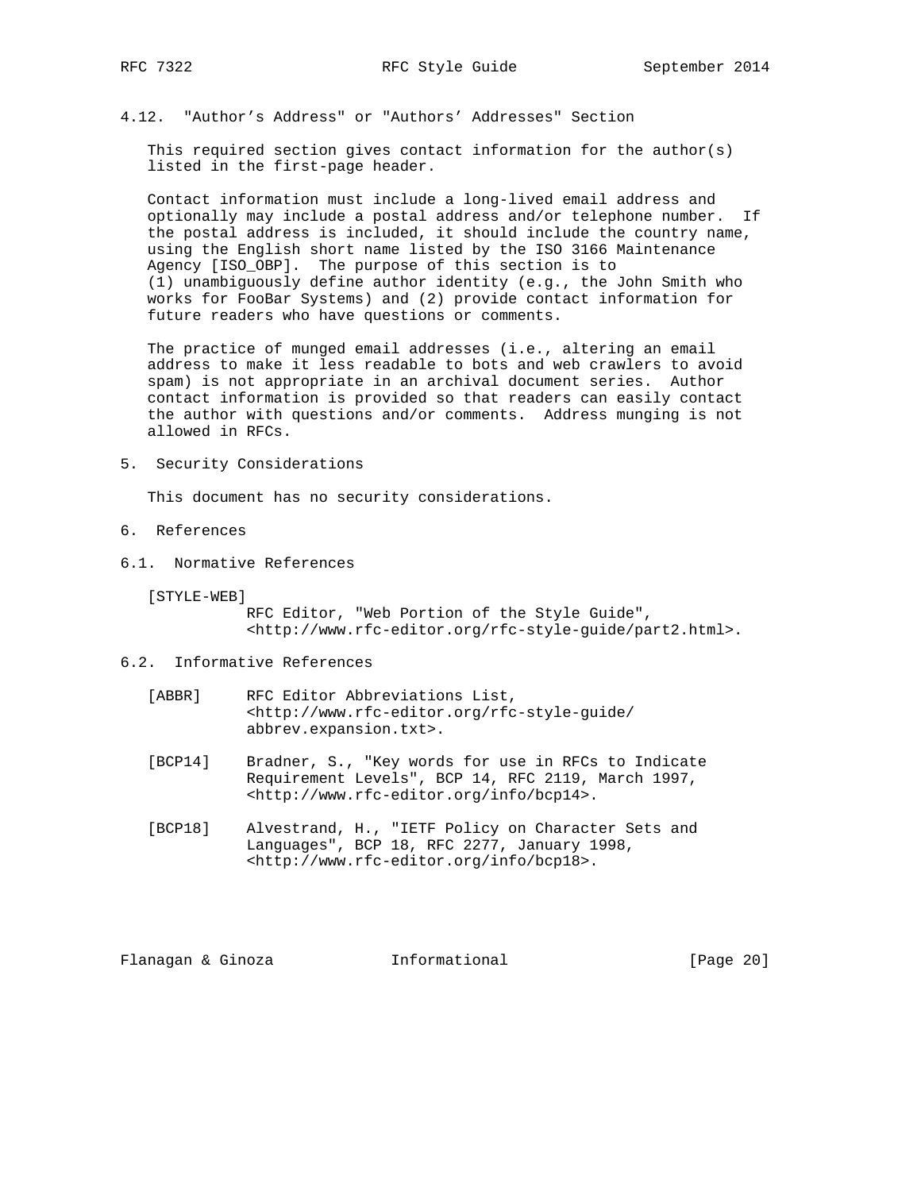### 4.12. "Author's Address" or "Authors' Addresses" Section

This required section gives contact information for the author(s) listed in the first-page header.

Contact information must include a long-lived email address and optionally may include a postal address and/or telephone number. If the postal address is included, it should include the country name, using the English short name listed by the ISO 3166 Maintenance Agency [ISO_OBP]. The purpose of this section is to (1) unambiguously define author identity (e.g., the John Smith who works for FooBar Systems) and (2) provide contact information for future readers who have questions or comments.

The practice of munged email addresses (i.e., altering an email address to make it less readable to bots and web crawlers to avoid spam) is not appropriate in an archival document series. Author contact information is provided so that readers can easily contact the author with questions and/or comments. Address munging is not allowed in RFCs.

## 5. Security Considerations

This document has no security considerations.

## 6. References

### 6.1. Normative References

[STYLE-WEB]
RFC Editor, "Web Portion of the Style Guide", <http://www.rfc-editor.org/rfc-style-guide/part2.html>.

### 6.2. Informative References

[ABBR] RFC Editor Abbreviations List, <http://www.rfc-editor.org/rfc-style-guide/abbrev.expansion.txt>.

[BCP14] Bradner, S., "Key words for use in RFCs to Indicate Requirement Levels", BCP 14, RFC 2119, March 1997, <http://www.rfc-editor.org/info/bcp14>.

[BCP18] Alvestrand, H., "IETF Policy on Character Sets and Languages", BCP 18, RFC 2277, January 1998, <http://www.rfc-editor.org/info/bcp18>.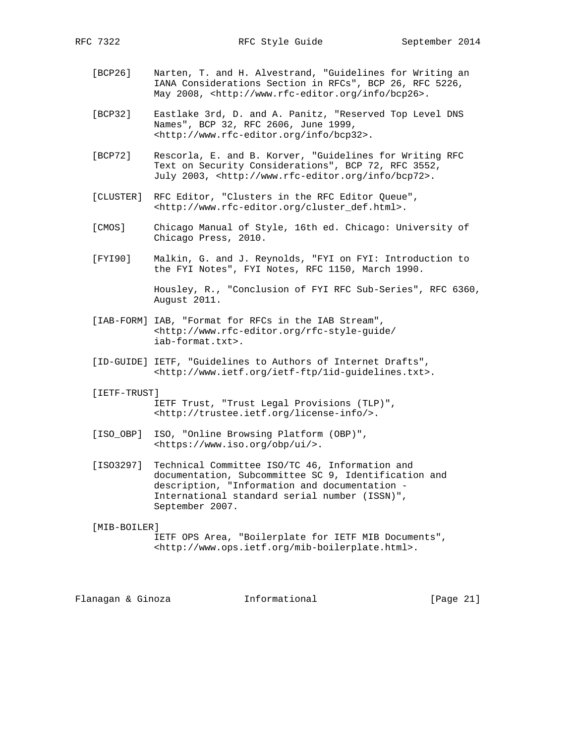[BCP26] Narten, T. and H. Alvestrand, "Guidelines for Writing an IANA Considerations Section in RFCs", BCP 26, RFC 5226, May 2008, <http://www.rfc-editor.org/info/bcp26>.

[BCP32] Eastlake 3rd, D. and A. Panitz, "Reserved Top Level DNS Names", BCP 32, RFC 2606, June 1999, <http://www.rfc-editor.org/info/bcp32>.

[BCP72] Rescorla, E. and B. Korver, "Guidelines for Writing RFC Text on Security Considerations", BCP 72, RFC 3552, July 2003, <http://www.rfc-editor.org/info/bcp72>.

[CLUSTER] RFC Editor, "Clusters in the RFC Editor Queue", <http://www.rfc-editor.org/cluster_def.html>.

[CMOS] Chicago Manual of Style, 16th ed. Chicago: University of Chicago Press, 2010.

[FYI90] Malkin, G. and J. Reynolds, "FYI on FYI: Introduction to the FYI Notes", FYI Notes, RFC 1150, March 1990.

Housley, R., "Conclusion of FYI RFC Sub-Series", RFC 6360, August 2011.

[IAB-FORM] IAB, "Format for RFCs in the IAB Stream", <http://www.rfc-editor.org/rfc-style-guide/iab-format.txt>.

[ID-GUIDE] IETF, "Guidelines to Authors of Internet Drafts", <http://www.ietf.org/ietf-ftp/1id-guidelines.txt>.

[IETF-TRUST] IETF Trust, "Trust Legal Provisions (TLP)", <http://trustee.ietf.org/license-info/>.

[ISO_OBP] ISO, "Online Browsing Platform (OBP)", <https://www.iso.org/obp/ui/>.

[ISO3297] Technical Committee ISO/TC 46, Information and documentation, Subcommittee SC 9, Identification and description, "Information and documentation - International standard serial number (ISSN)", September 2007.

[MIB-BOILER] IETF OPS Area, "Boilerplate for IETF MIB Documents", <http://www.ops.ietf.org/mib-boilerplate.html>.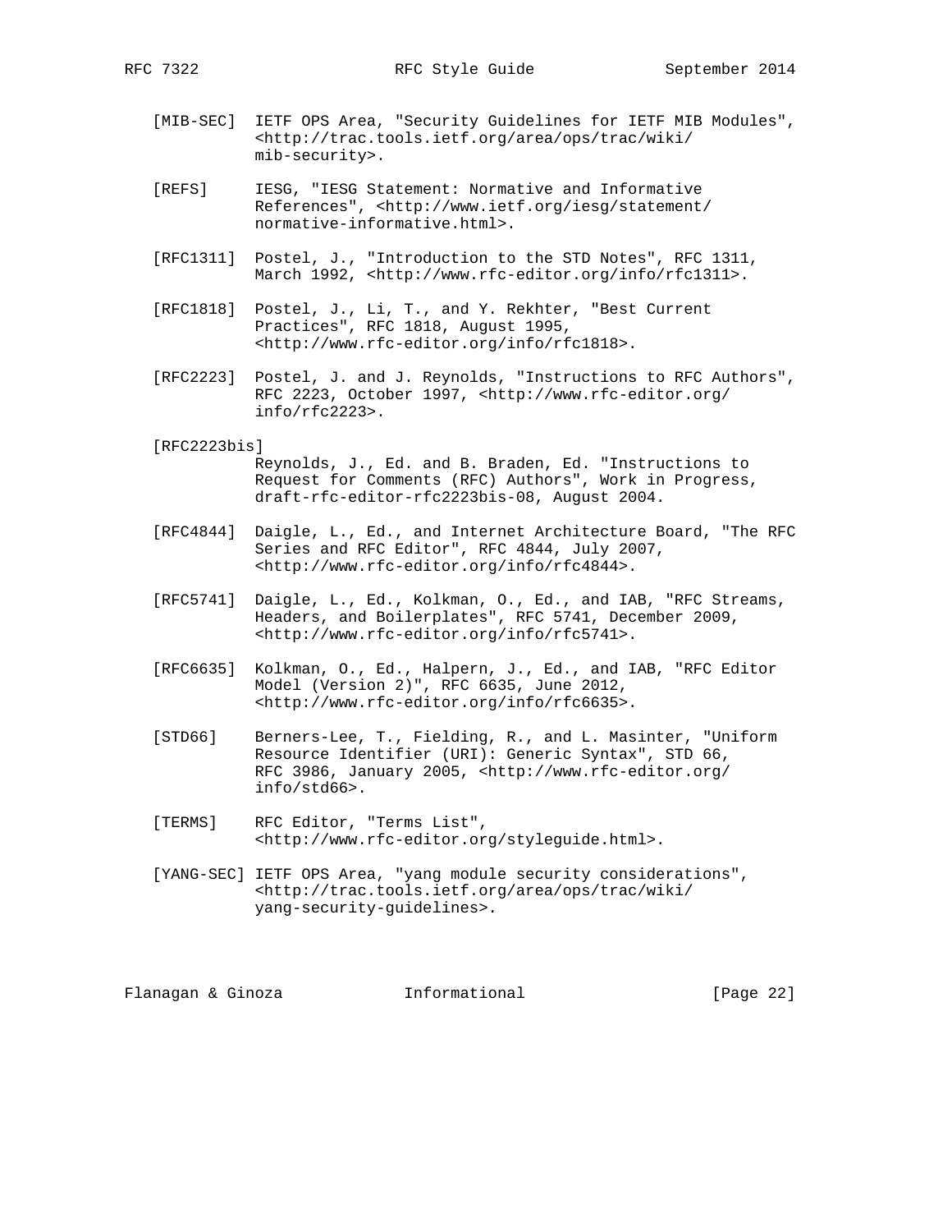[MIB-SEC] IETF OPS Area, "Security Guidelines for IETF MIB Modules", <http://trac.tools.ietf.org/area/ops/trac/wiki/mib-security>.

[REFS] IESG, "IESG Statement: Normative and Informative References", <http://www.ietf.org/iesg/statement/normative-informative.html>.

[RFC1311] Postel, J., "Introduction to the STD Notes", RFC 1311, March 1992, <http://www.rfc-editor.org/info/rfc1311>.

[RFC1818] Postel, J., Li, T., and Y. Rekhter, "Best Current Practices", RFC 1818, August 1995, <http://www.rfc-editor.org/info/rfc1818>.

[RFC2223] Postel, J. and J. Reynolds, "Instructions to RFC Authors", RFC 2223, October 1997, <http://www.rfc-editor.org/info/rfc2223>.

[RFC2223bis] Reynolds, J., Ed. and B. Braden, Ed. "Instructions to Request for Comments (RFC) Authors", Work in Progress, draft-rfc-editor-rfc2223bis-08, August 2004.

[RFC4844] Daigle, L., Ed., and Internet Architecture Board, "The RFC Series and RFC Editor", RFC 4844, July 2007, <http://www.rfc-editor.org/info/rfc4844>.

[RFC5741] Daigle, L., Ed., Kolkman, O., Ed., and IAB, "RFC Streams, Headers, and Boilerplates", RFC 5741, December 2009, <http://www.rfc-editor.org/info/rfc5741>.

[RFC6635] Kolkman, O., Ed., Halpern, J., Ed., and IAB, "RFC Editor Model (Version 2)", RFC 6635, June 2012, <http://www.rfc-editor.org/info/rfc6635>.

[STD66] Berners-Lee, T., Fielding, R., and L. Masinter, "Uniform Resource Identifier (URI): Generic Syntax", STD 66, RFC 3986, January 2005, <http://www.rfc-editor.org/info/std66>.

[TERMS] RFC Editor, "Terms List", <http://www.rfc-editor.org/styleguide.html>.

[YANG-SEC] IETF OPS Area, "yang module security considerations", <http://trac.tools.ietf.org/area/ops/trac/wiki/yang-security-guidelines>.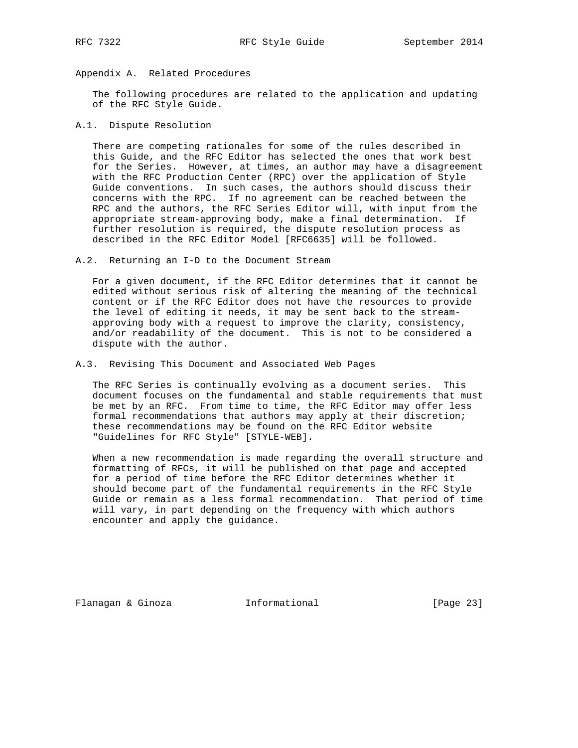# Appendix A. Related Procedures

The following procedures are related to the application and updating of the RFC Style Guide.

## A.1. Dispute Resolution

There are competing rationales for some of the rules described in this Guide, and the RFC Editor has selected the ones that work best for the Series. However, at times, an author may have a disagreement with the RFC Production Center (RPC) over the application of Style Guide conventions. In such cases, the authors should discuss their concerns with the RPC. If no agreement can be reached between the RPC and the authors, the RFC Series Editor will, with input from the appropriate stream-approving body, make a final determination. If further resolution is required, the dispute resolution process as described in the RFC Editor Model [RFC6635] will be followed.

## A.2. Returning an I-D to the Document Stream

For a given document, if the RFC Editor determines that it cannot be edited without serious risk of altering the meaning of the technical content or if the RFC Editor does not have the resources to provide the level of editing it needs, it may be sent back to the stream-approving body with a request to improve the clarity, consistency, and/or readability of the document. This is not to be considered a dispute with the author.

## A.3. Revising This Document and Associated Web Pages

The RFC Series is continually evolving as a document series. This document focuses on the fundamental and stable requirements that must be met by an RFC. From time to time, the RFC Editor may offer less formal recommendations that authors may apply at their discretion; these recommendations may be found on the RFC Editor website "Guidelines for RFC Style" [STYLE-WEB].

When a new recommendation is made regarding the overall structure and formatting of RFCs, it will be published on that page and accepted for a period of time before the RFC Editor determines whether it should become part of the fundamental requirements in the RFC Style Guide or remain as a less formal recommendation. That period of time will vary, in part depending on the frequency with which authors encounter and apply the guidance.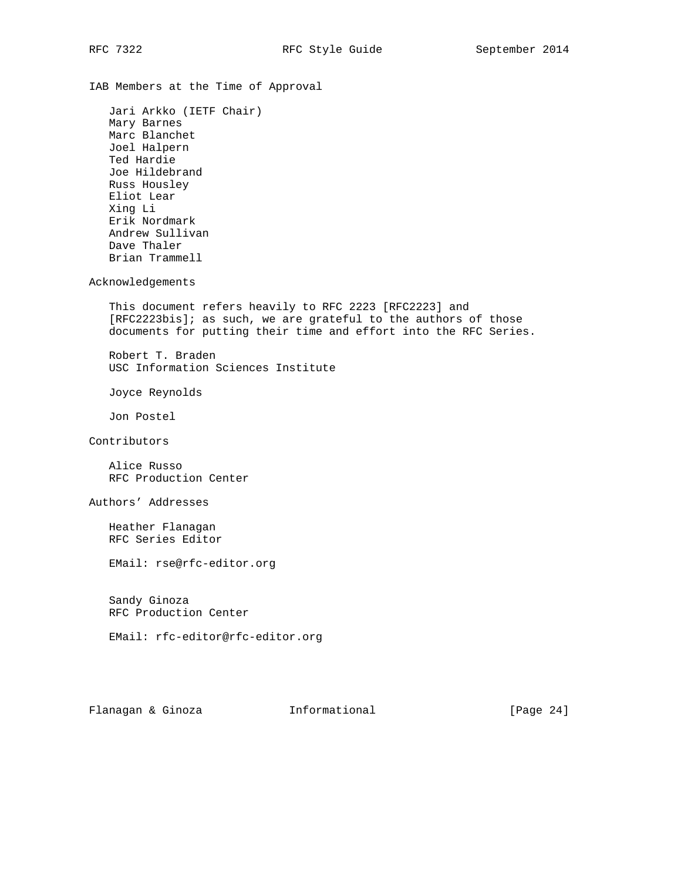## IAB Members at the Time of Approval

Jari Arkko (IETF Chair)
Mary Barnes
Marc Blanchet
Joel Halpern
Ted Hardie
Joe Hildebrand
Russ Housley
Eliot Lear
Xing Li
Erik Nordmark
Andrew Sullivan
Dave Thaler
Brian Trammell

## Acknowledgements

This document refers heavily to RFC 2223 [RFC2223] and [RFC2223bis]; as such, we are grateful to the authors of those documents for putting their time and effort into the RFC Series.

Robert T. Braden
USC Information Sciences Institute

Joyce Reynolds

Jon Postel

## Contributors

Alice Russo
RFC Production Center

## Authors' Addresses

Heather Flanagan
RFC Series Editor

EMail: rse@rfc-editor.org

Sandy Ginoza
RFC Production Center

EMail: rfc-editor@rfc-editor.org